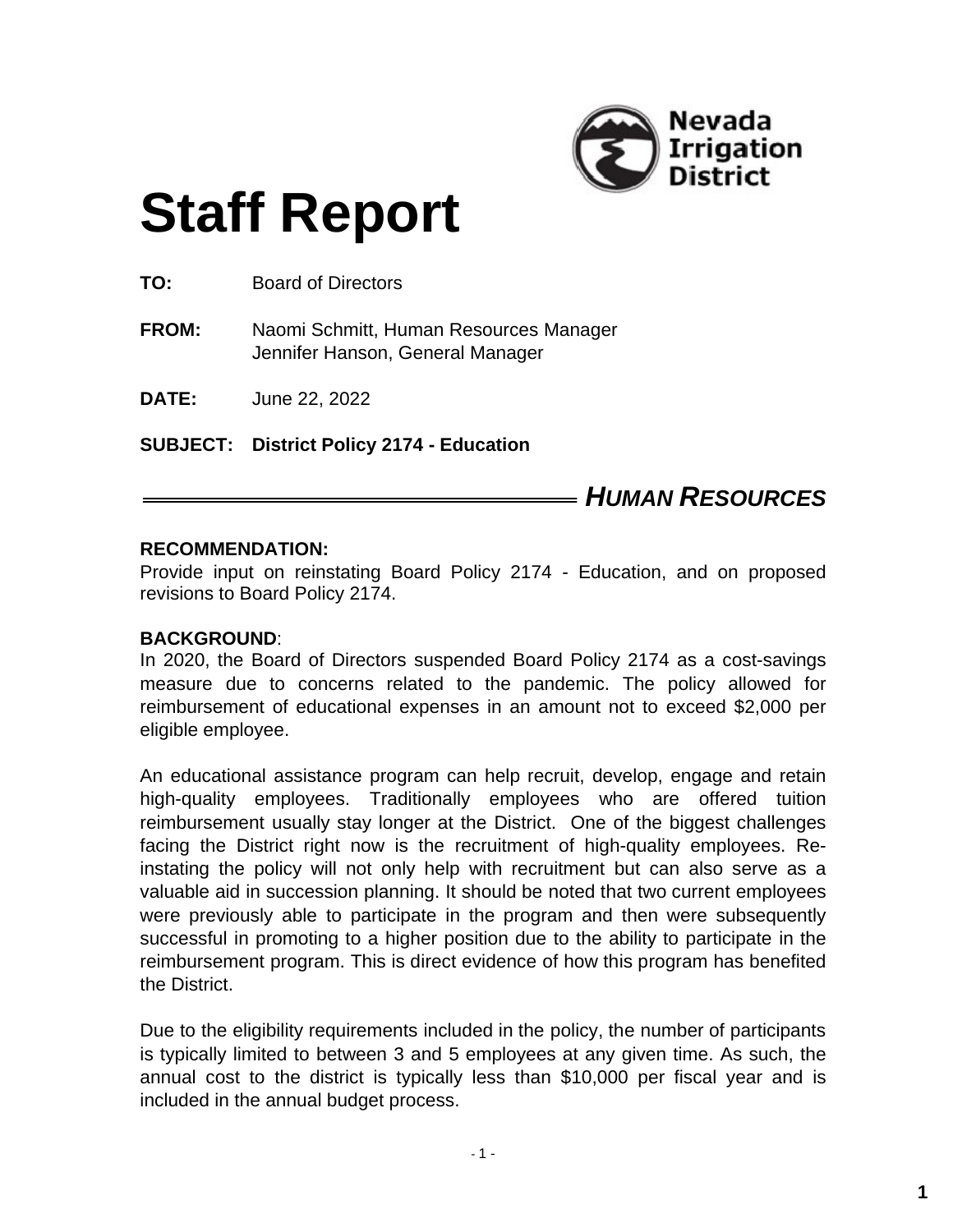Nevada Irrigation District

# Staff Report

**TO:** Board of Directors

**FROM:** Naomi Schmitt, Human Resources Manager
Jennifer Hanson, General Manager

**DATE:** June 22, 2022

**SUBJECT: District Policy 2174 - Education**

***HUMAN RESOURCES***

**RECOMMENDATION:**
Provide input on reinstating Board Policy 2174 - Education, and on proposed revisions to Board Policy 2174.

**BACKGROUND**:
In 2020, the Board of Directors suspended Board Policy 2174 as a cost-savings measure due to concerns related to the pandemic. The policy allowed for reimbursement of educational expenses in an amount not to exceed $2,000 per eligible employee.

An educational assistance program can help recruit, develop, engage and retain high-quality employees. Traditionally employees who are offered tuition reimbursement usually stay longer at the District. One of the biggest challenges facing the District right now is the recruitment of high-quality employees. Re-instating the policy will not only help with recruitment but can also serve as a valuable aid in succession planning. It should be noted that two current employees were previously able to participate in the program and then were subsequently successful in promoting to a higher position due to the ability to participate in the reimbursement program. This is direct evidence of how this program has benefited the District.

Due to the eligibility requirements included in the policy, the number of participants is typically limited to between 3 and 5 employees at any given time. As such, the annual cost to the district is typically less than $10,000 per fiscal year and is included in the annual budget process.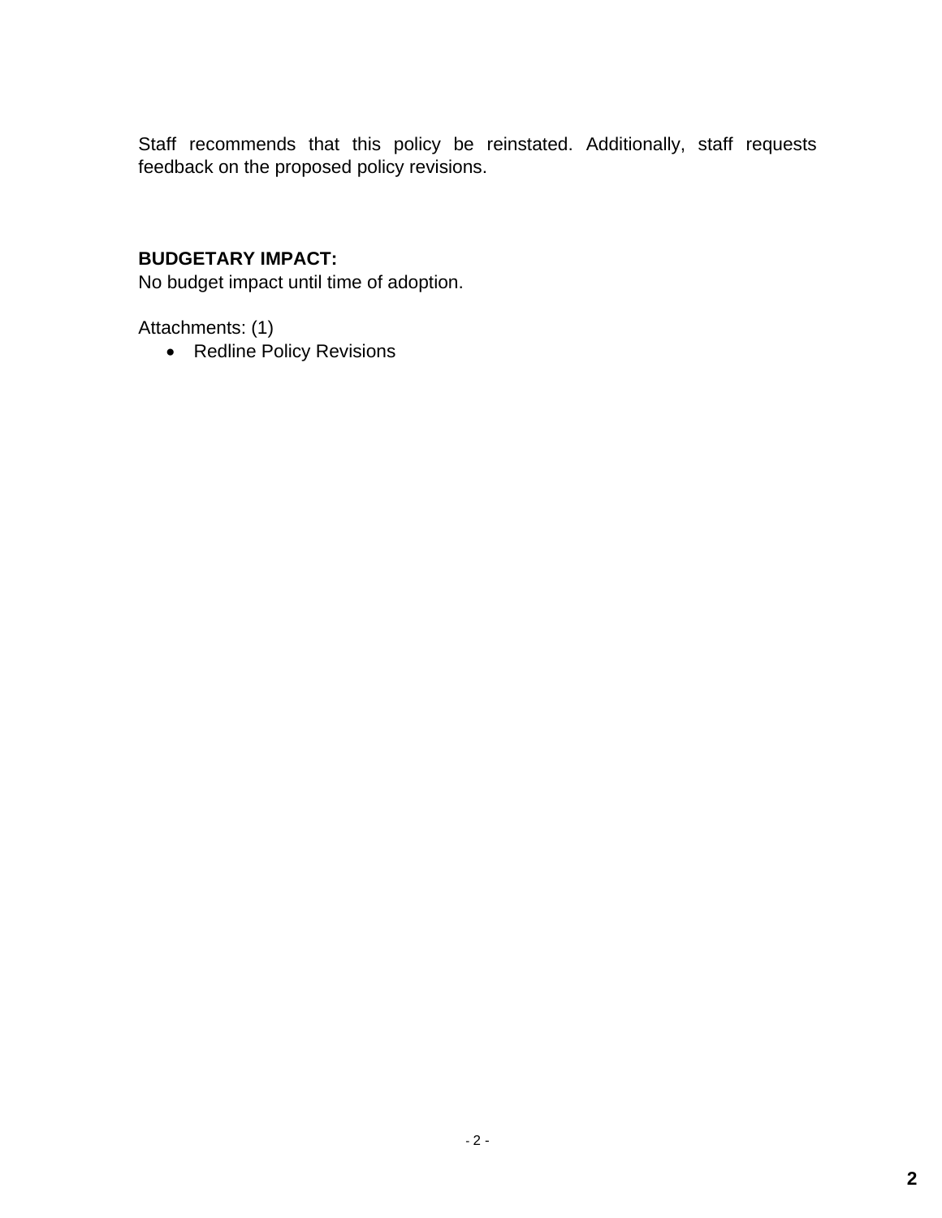Staff recommends that this policy be reinstated. Additionally, staff requests feedback on the proposed policy revisions.

**BUDGETARY IMPACT:**
No budget impact until time of adoption.

Attachments: (1)

- Redline Policy Revisions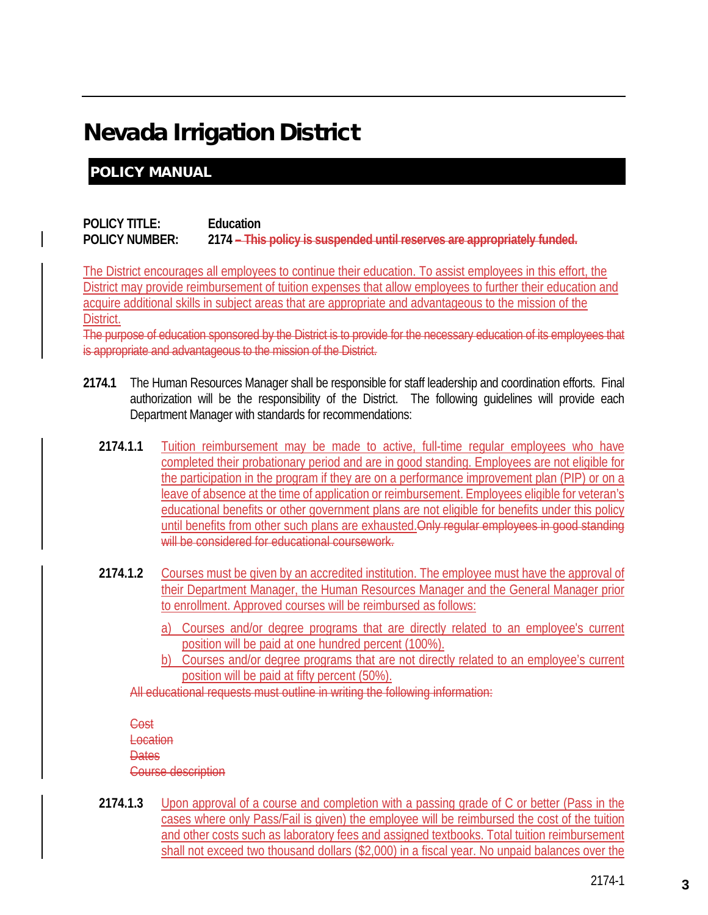# Nevada Irrigation District

## POLICY MANUAL

**POLICY TITLE:** Education
**POLICY NUMBER:** 2174 ~~– This policy is suspended until reserves are appropriately funded.~~

<u>The District encourages all employees to continue their education. To assist employees in this effort, the District may provide reimbursement of tuition expenses that allow employees to further their education and acquire additional skills in subject areas that are appropriate and advantageous to the mission of the District.</u>
~~The purpose of education sponsored by the District is to provide for the necessary education of its employees that is appropriate and advantageous to the mission of the District.~~

**2174.1** The Human Resources Manager shall be responsible for staff leadership and coordination efforts. Final authorization will be the responsibility of the District. The following guidelines will provide each Department Manager with standards for recommendations:

**2174.1.1** <u>Tuition reimbursement may be made to active, full-time regular employees who have completed their probationary period and are in good standing. Employees are not eligible for the participation in the program if they are on a performance improvement plan (PIP) or on a leave of absence at the time of application or reimbursement. Employees eligible for veteran's educational benefits or other government plans are not eligible for benefits under this policy until benefits from other such plans are exhausted.</u>~~Only regular employees in good standing will be considered for educational coursework.~~

**2174.1.2** <u>Courses must be given by an accredited institution. The employee must have the approval of their Department Manager, the Human Resources Manager and the General Manager prior to enrollment. Approved courses will be reimbursed as follows:</u>

<u>a) Courses and/or degree programs that are directly related to an employee's current position will be paid at one hundred percent (100%).</u>
<u>b) Courses and/or degree programs that are not directly related to an employee's current position will be paid at fifty percent (50%).</u>

~~All educational requests must outline in writing the following information:~~

~~Cost~~
~~Location~~
~~Dates~~
~~Course description~~

**2174.1.3** <u>Upon approval of a course and completion with a passing grade of C or better (Pass in the cases where only Pass/Fail is given) the employee will be reimbursed the cost of the tuition and other costs such as laboratory fees and assigned textbooks. Total tuition reimbursement shall not exceed two thousand dollars ($2,000) in a fiscal year. No unpaid balances over the</u>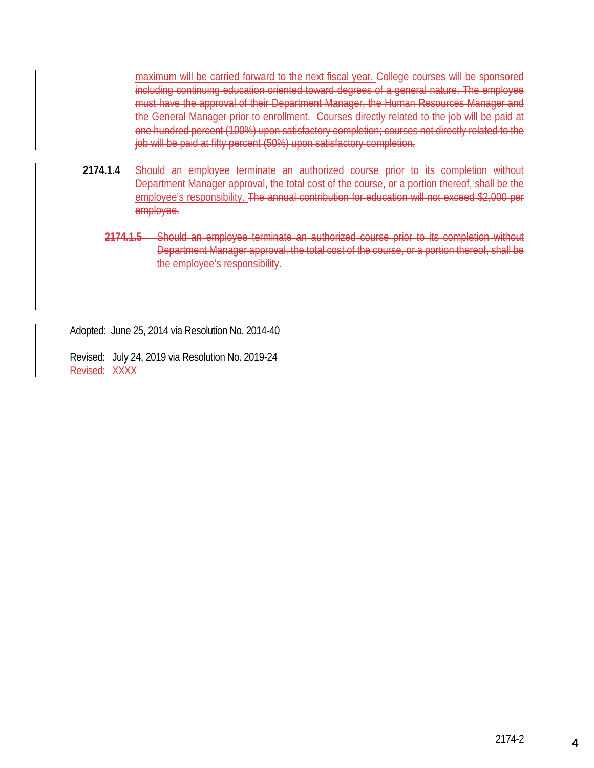maximum will be carried forward to the next fiscal year. ~~College courses will be sponsored including continuing education oriented toward degrees of a general nature. The employee must have the approval of their Department Manager, the Human Resources Manager and the General Manager prior to enrollment. Courses directly related to the job will be paid at one hundred percent (100%) upon satisfactory completion; courses not directly related to the job will be paid at fifty percent (50%) upon satisfactory completion.~~

**2174.1.4** Should an employee terminate an authorized course prior to its completion without Department Manager approval, the total cost of the course, or a portion thereof, shall be the employee's responsibility. ~~The annual contribution for education will not exceed $2,000 per employee.~~

~~**2174.1.5** Should an employee terminate an authorized course prior to its completion without Department Manager approval, the total cost of the course, or a portion thereof, shall be the employee's responsibility.~~

Adopted: June 25, 2014 via Resolution No. 2014-40

Revised: July 24, 2019 via Resolution No. 2019-24

Revised: XXXX